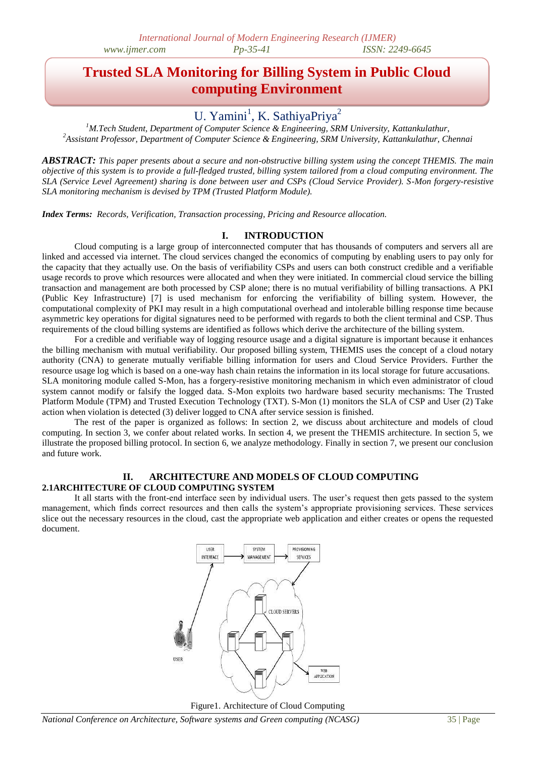# Trusted SLA Monitoring for Billing System in Public Cloud computing Environment

U. Yamini[1], K. SathiyaPriya[2]

[1]M.Tech Student, Department of Computer Science & Engineering, SRM University, Kattankulathur,
[2]Assistant Professor, Department of Computer Science & Engineering, SRM University, Kattankulathur, Chennai

***ABSTRACT:*** *This paper presents about a secure and non-obstructive billing system using the concept THEMIS. The main objective of this system is to provide a full-fledged trusted, billing system tailored from a cloud computing environment. The SLA (Service Level Agreement) sharing is done between user and CSPs (Cloud Service Provider). S-Mon forgery-resistive SLA monitoring mechanism is devised by TPM (Trusted Platform Module).*

***Index Terms:*** *Records, Verification, Transaction processing, Pricing and Resource allocation.*

## I. INTRODUCTION

Cloud computing is a large group of interconnected computer that has thousands of computers and servers all are linked and accessed via internet. The cloud services changed the economics of computing by enabling users to pay only for the capacity that they actually use. On the basis of verifiability CSPs and users can both construct credible and a verifiable usage records to prove which resources were allocated and when they were initiated. In commercial cloud service the billing transaction and management are both processed by CSP alone; there is no mutual verifiability of billing transactions. A PKI (Public Key Infrastructure) [7] is used mechanism for enforcing the verifiability of billing system. However, the computational complexity of PKI may result in a high computational overhead and intolerable billing response time because asymmetric key operations for digital signatures need to be performed with regards to both the client terminal and CSP. Thus requirements of the cloud billing systems are identified as follows which derive the architecture of the billing system.

For a credible and verifiable way of logging resource usage and a digital signature is important because it enhances the billing mechanism with mutual verifiability. Our proposed billing system, THEMIS uses the concept of a cloud notary authority (CNA) to generate mutually verifiable billing information for users and Cloud Service Providers. Further the resource usage log which is based on a one-way hash chain retains the information in its local storage for future accusations. SLA monitoring module called S-Mon, has a forgery-resistive monitoring mechanism in which even administrator of cloud system cannot modify or falsify the logged data. S-Mon exploits two hardware based security mechanisms: The Trusted Platform Module (TPM) and Trusted Execution Technology (TXT). S-Mon (1) monitors the SLA of CSP and User (2) Take action when violation is detected (3) deliver logged to CNA after service session is finished.

The rest of the paper is organized as follows: In section 2, we discuss about architecture and models of cloud computing. In section 3, we confer about related works. In section 4, we present the THEMIS architecture. In section 5, we illustrate the proposed billing protocol. In section 6, we analyze methodology. Finally in section 7, we present our conclusion and future work.

## II. ARCHITECTURE AND MODELS OF CLOUD COMPUTING

### 2.1ARCHITECTURE OF CLOUD COMPUTING SYSTEM

It all starts with the front-end interface seen by individual users. The user's request then gets passed to the system management, which finds correct resources and then calls the system's appropriate provisioning services. These services slice out the necessary resources in the cloud, cast the appropriate web application and either creates or opens the requested document.

Figure1. Architecture of Cloud Computing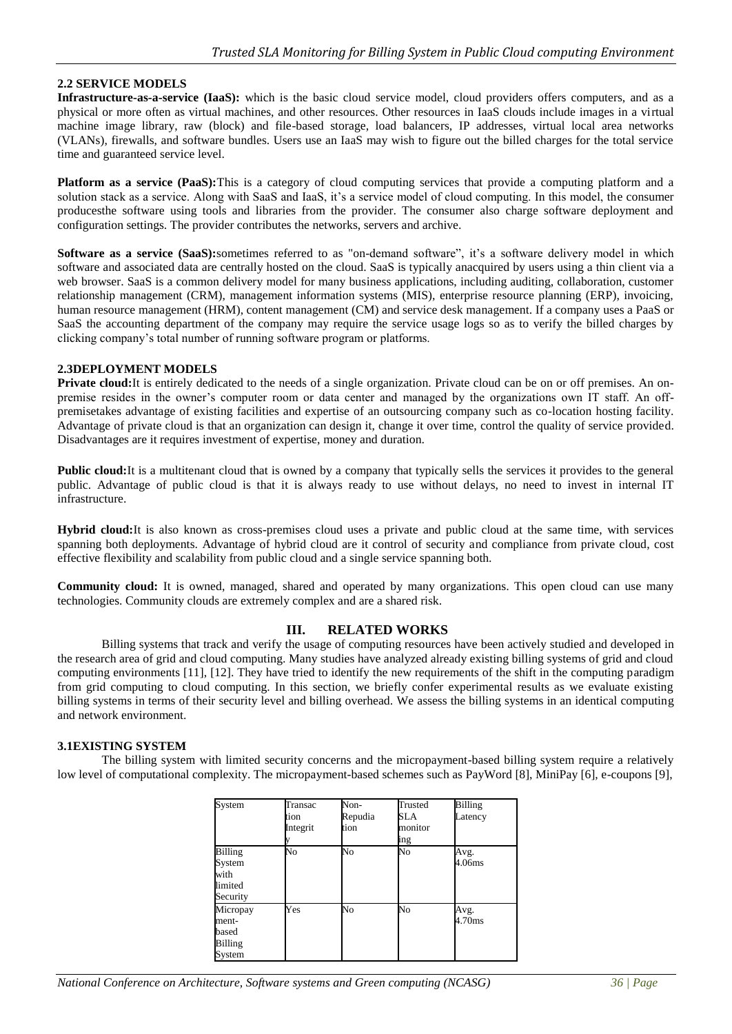### 2.2 SERVICE MODELS

**Infrastructure-as-a-service (IaaS):** which is the basic cloud service model, cloud providers offers computers, and as a physical or more often as virtual machines, and other resources. Other resources in IaaS clouds include images in a virtual machine image library, raw (block) and file-based storage, load balancers, IP addresses, virtual local area networks (VLANs), firewalls, and software bundles. Users use an IaaS may wish to figure out the billed charges for the total service time and guaranteed service level.

**Platform as a service (PaaS):**This is a category of cloud computing services that provide a computing platform and a solution stack as a service. Along with SaaS and IaaS, it's a service model of cloud computing. In this model, the consumer producesthe software using tools and libraries from the provider. The consumer also charge software deployment and configuration settings. The provider contributes the networks, servers and archive.

**Software as a service (SaaS):**sometimes referred to as "on-demand software", it's a software delivery model in which software and associated data are centrally hosted on the cloud. SaaS is typically anacquired by users using a thin client via a web browser. SaaS is a common delivery model for many business applications, including auditing, collaboration, customer relationship management (CRM), management information systems (MIS), enterprise resource planning (ERP), invoicing, human resource management (HRM), content management (CM) and service desk management. If a company uses a PaaS or SaaS the accounting department of the company may require the service usage logs so as to verify the billed charges by clicking company's total number of running software program or platforms.

### 2.3DEPLOYMENT MODELS

**Private cloud:**It is entirely dedicated to the needs of a single organization. Private cloud can be on or off premises. An on-premise resides in the owner's computer room or data center and managed by the organizations own IT staff. An off-premisetakes advantage of existing facilities and expertise of an outsourcing company such as co-location hosting facility. Advantage of private cloud is that an organization can design it, change it over time, control the quality of service provided. Disadvantages are it requires investment of expertise, money and duration.

**Public cloud:**It is a multitenant cloud that is owned by a company that typically sells the services it provides to the general public. Advantage of public cloud is that it is always ready to use without delays, no need to invest in internal IT infrastructure.

**Hybrid cloud:**It is also known as cross-premises cloud uses a private and public cloud at the same time, with services spanning both deployments. Advantage of hybrid cloud are it control of security and compliance from private cloud, cost effective flexibility and scalability from public cloud and a single service spanning both.

**Community cloud:** It is owned, managed, shared and operated by many organizations. This open cloud can use many technologies. Community clouds are extremely complex and are a shared risk.

## III. RELATED WORKS

Billing systems that track and verify the usage of computing resources have been actively studied and developed in the research area of grid and cloud computing. Many studies have analyzed already existing billing systems of grid and cloud computing environments [11], [12]. They have tried to identify the new requirements of the shift in the computing paradigm from grid computing to cloud computing. In this section, we briefly confer experimental results as we evaluate existing billing systems in terms of their security level and billing overhead. We assess the billing systems in an identical computing and network environment.

### 3.1EXISTING SYSTEM

The billing system with limited security concerns and the micropayment-based billing system require a relatively low level of computational complexity. The micropayment-based schemes such as PayWord [8], MiniPay [6], e-coupons [9],

| System | Transaction Integrity | Non-Repudiation | Trusted SLA monitoring | Billing Latency |
|---|---|---|---|---|
| Billing System with limited Security | No | No | No | Avg. 4.06ms |
| Micropayment-based Billing System | Yes | No | No | Avg. 4.70ms |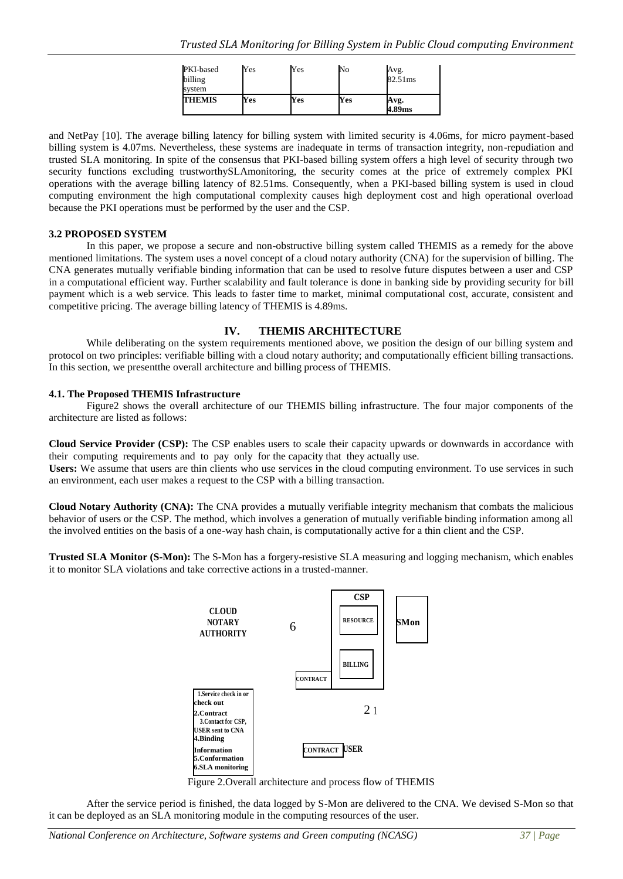| | | | | |
|---|---|---|---|---|
| PKI-based billing system | Yes | Yes | No | Avg. 82.51ms |
| **THEMIS** | **Yes** | **Yes** | **Yes** | **Avg. 4.89ms** |

and NetPay [10]. The average billing latency for billing system with limited security is 4.06ms, for micro payment-based billing system is 4.07ms. Nevertheless, these systems are inadequate in terms of transaction integrity, non-repudiation and trusted SLA monitoring. In spite of the consensus that PKI-based billing system offers a high level of security through two security functions excluding trustworthySLAmonitoring, the security comes at the price of extremely complex PKI operations with the average billing latency of 82.51ms. Consequently, when a PKI-based billing system is used in cloud computing environment the high computational complexity causes high deployment cost and high operational overload because the PKI operations must be performed by the user and the CSP.

### 3.2 PROPOSED SYSTEM

In this paper, we propose a secure and non-obstructive billing system called THEMIS as a remedy for the above mentioned limitations. The system uses a novel concept of a cloud notary authority (CNA) for the supervision of billing. The CNA generates mutually verifiable binding information that can be used to resolve future disputes between a user and CSP in a computational efficient way. Further scalability and fault tolerance is done in banking side by providing security for bill payment which is a web service. This leads to faster time to market, minimal computational cost, accurate, consistent and competitive pricing. The average billing latency of THEMIS is 4.89ms.

## IV. THEMIS ARCHITECTURE

While deliberating on the system requirements mentioned above, we position the design of our billing system and protocol on two principles: verifiable billing with a cloud notary authority; and computationally efficient billing transactions. In this section, we presentthe overall architecture and billing process of THEMIS.

### 4.1. The Proposed THEMIS Infrastructure

Figure2 shows the overall architecture of our THEMIS billing infrastructure. The four major components of the architecture are listed as follows:

**Cloud Service Provider (CSP):** The CSP enables users to scale their capacity upwards or downwards in accordance with their computing requirements and to pay only for the capacity that they actually use.

**Users:** We assume that users are thin clients who use services in the cloud computing environment. To use services in such an environment, each user makes a request to the CSP with a billing transaction.

**Cloud Notary Authority (CNA):** The CNA provides a mutually verifiable integrity mechanism that combats the malicious behavior of users or the CSP. The method, which involves a generation of mutually verifiable binding information among all the involved entities on the basis of a one-way hash chain, is computationally active for a thin client and the CSP.

**Trusted SLA Monitor (S-Mon):** The S-Mon has a forgery-resistive SLA measuring and logging mechanism, which enables it to monitor SLA violations and take corrective actions in a trusted-manner.

1. Service check in or check out
2. Contract
3. Contact for CSP, USER sent to CNA
4. Binding Information
5. Conformation
6. SLA monitoring

Figure 2.Overall architecture and process flow of THEMIS

After the service period is finished, the data logged by S-Mon are delivered to the CNA. We devised S-Mon so that it can be deployed as an SLA monitoring module in the computing resources of the user.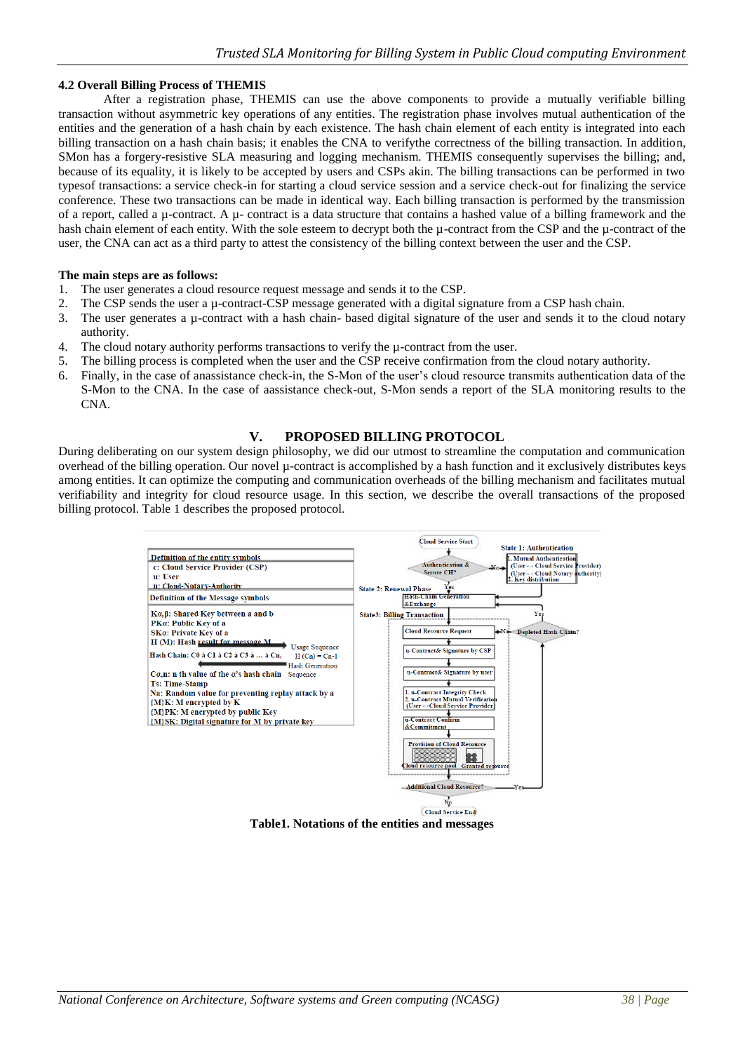#### 4.2 Overall Billing Process of THEMIS

After a registration phase, THEMIS can use the above components to provide a mutually verifiable billing transaction without asymmetric key operations of any entities. The registration phase involves mutual authentication of the entities and the generation of a hash chain by each existence. The hash chain element of each entity is integrated into each billing transaction on a hash chain basis; it enables the CNA to verifythe correctness of the billing transaction. In addition, SMon has a forgery-resistive SLA measuring and logging mechanism. THEMIS consequently supervises the billing; and, because of its equality, it is likely to be accepted by users and CSPs akin. The billing transactions can be performed in two typesof transactions: a service check-in for starting a cloud service session and a service check-out for finalizing the service conference. These two transactions can be made in identical way. Each billing transaction is performed by the transmission of a report, called a µ-contract. A µ- contract is a data structure that contains a hashed value of a billing framework and the hash chain element of each entity. With the sole esteem to decrypt both the µ-contract from the CSP and the µ-contract of the user, the CNA can act as a third party to attest the consistency of the billing context between the user and the CSP.

**The main steps are as follows:**

1. The user generates a cloud resource request message and sends it to the CSP.
2. The CSP sends the user a µ-contract-CSP message generated with a digital signature from a CSP hash chain.
3. The user generates a µ-contract with a hash chain- based digital signature of the user and sends it to the cloud notary authority.
4. The cloud notary authority performs transactions to verify the µ-contract from the user.
5. The billing process is completed when the user and the CSP receive confirmation from the cloud notary authority.
6. Finally, in the case of anassistance check-in, the S-Mon of the user's cloud resource transmits authentication data of the S-Mon to the CNA. In the case of aassistance check-out, S-Mon sends a report of the SLA monitoring results to the CNA.

## V. PROPOSED BILLING PROTOCOL

During deliberating on our system design philosophy, we did our utmost to streamline the computation and communication overhead of the billing operation. Our novel µ-contract is accomplished by a hash function and it exclusively distributes keys among entities. It can optimize the computing and communication overheads of the billing mechanism and facilitates mutual verifiability and integrity for cloud resource usage. In this section, we describe the overall transactions of the proposed billing protocol. Table 1 describes the proposed protocol.

| Definition of the entity symbols |
|---|
| c: Cloud Service Provider (CSP) |
| u: User |
| n: Cloud-Notary-Authority |
| **Definition of the Message symbols** |
| Kα,β: Shared Key between a and b |
| PKα: Public Key of a |
| SKα: Private Key of a |
| H (M): Hash result for message M (Usage Sequence) |
| Hash Chain: C0 à C1 à C2 à C3 à … à Cn, H (Cn) = Cn-1 (Hash Generation Sequence) |
| Cα,n: n th value of the α's hash chain |
| Ts: Time-Stamp |
| Na: Random value for preventing replay attack by a |
| {M}K: M encrypted by K |
| {M}PK: M encrypted by public Key |
| {M}SK: Digital signature for M by private key |

Cloud Service Start → Authentication & Secure CH? — No → State 1: Authentication (1. Mutual Authentication (User ↔ Cloud Service Provider) (User ↔ Cloud Notary Authority) 2. Key distribution); Yes → State 2: Renewal Phase: Hash-Chain Generation & Exchange → State3: Billing Transaction: Cloud Resource Request (← No ← Depleted Hash-Chain? — Yes → Hash-Chain Generation & Exchange) → u-Contract& Signature by CSP → u-Contract& Signature by user → 1. u-Contract Integrity Check 2. u-Contract Mutual Verification (User ↔ Cloud Service Provider) → u-Contract Confirm & Commitment → Provision of Cloud Resource (Cloud resource pool, Granted resource) → Additional Cloud Resource? — Yes → Depleted Hash-Chain?; No → Cloud Service End

**Table1. Notations of the entities and messages**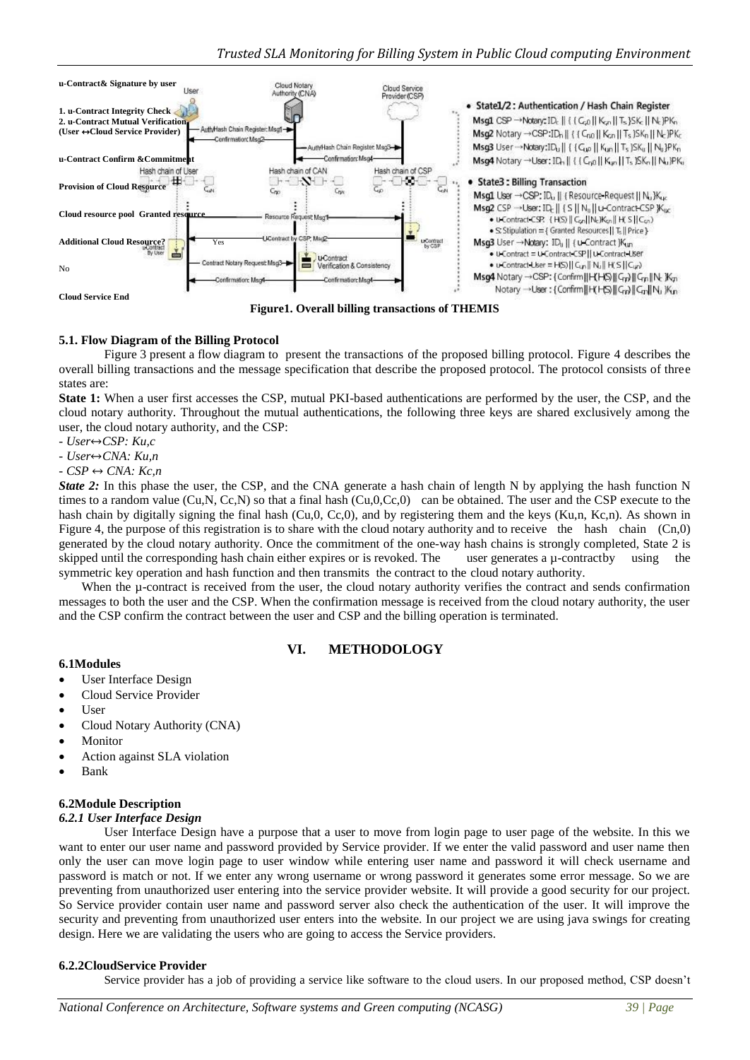**u-Contract& Signature by user**

**1. u-Contract Integrity Check**

**2. u-Contract Mutual Verification (User ↔Cloud Service Provider)**

**u-Contract Confirm &Commitment**

**Provision of Cloud Resource**

**Cloud resource pool Granted resource**

**Additional Cloud Resource?**

Yes

No

**Cloud Service End**

- **State1/2 : Authentication / Hash Chain Register**

**Msg1** CSP →Notary: $ID_c$ || { { $C_{c0}$ || $K_{cn}$ || $T_s$ }$SK_c$ || $N_c$ }$PK_n$

**Msg2** Notary →CSP: $ID_n$ || { { $C_{n0}$ || $K_{cn}$ || $T_s$ }$SK_n$ || $N_c$ }$PK_c$

**Msg3** User →Notary: $ID_u$ || { { $C_{u0}$ || $K_{un}$ || $T_s$ }$SK_u$ || $N_u$ }$PK_n$

**Msg4** Notary →User: $ID_n$ || { { $C_{n0}$ || $K_{un}$ || $T_s$ }$SK_n$ || $N_u$ }$PK_u$

- **State3 : Billing Transaction**

**Msg1** User →CSP: $ID_u$ || { Resource-Request || $N_u$ }$K_{uc}$

**Msg2** CSP →User: $ID_c$ || { S || $N_u$ || u-Contract-CSP }$K_{uc}$

- u-Contract-CSP: { H(S) || $C_{cn}$ || $N_c$ }$K_{cn}$ || H( S || $C_{cn}$ )
- S: Stipulation = { Granted Resources || $T_s$ || Price }

**Msg3** User →Notary: $ID_u$ || { u-Contract }$K_{un}$

- u-Contract = u-Contract-CSP || u-Contract-User
- u-Contract-User = H(S) || $C_{un}$ || $N_u$ || H( S || $C_{un}$ )

**Msg4** Notary →CSP: { Confirm || H( H(S) || $C_{np}$ ) || $C_{np}$ || $N_c$ }$K_{cn}$

Notary →User : { Confirm || H( H(S) || $C_{np}$ ) || $C_{np}$ || $N_u$ }$K_{un}$

**Figure1. Overall billing transactions of THEMIS**

### 5.1. Flow Diagram of the Billing Protocol

Figure 3 present a flow diagram to present the transactions of the proposed billing protocol. Figure 4 describes the overall billing transactions and the message specification that describe the proposed protocol. The protocol consists of three states are:

**State 1:** When a user first accesses the CSP, mutual PKI-based authentications are performed by the user, the CSP, and the cloud notary authority. Throughout the mutual authentications, the following three keys are shared exclusively among the user, the cloud notary authority, and the CSP:

- *User↔CSP: Ku,c*
- *User↔CNA: Ku,n*
- *CSP ↔ CNA: Kc,n*

***State 2:*** In this phase the user, the CSP, and the CNA generate a hash chain of length N by applying the hash function N times to a random value (Cu,N, Cc,N) so that a final hash (Cu,0,Cc,0) can be obtained. The user and the CSP execute to the hash chain by digitally signing the final hash (Cu,0, Cc,0), and by registering them and the keys (Ku,n, Kc,n). As shown in Figure 4, the purpose of this registration is to share with the cloud notary authority and to receive the hash chain (Cn,0) generated by the cloud notary authority. Once the commitment of the one-way hash chains is strongly completed, State 2 is skipped until the corresponding hash chain either expires or is revoked. The user generates a µ-contractby using the symmetric key operation and hash function and then transmits the contract to the cloud notary authority.

When the µ-contract is received from the user, the cloud notary authority verifies the contract and sends confirmation messages to both the user and the CSP. When the confirmation message is received from the cloud notary authority, the user and the CSP confirm the contract between the user and CSP and the billing operation is terminated.

## VI. METHODOLOGY

### 6.1Modules

- User Interface Design
- Cloud Service Provider
- User
- Cloud Notary Authority (CNA)
- Monitor
- Action against SLA violation
- Bank

### 6.2Module Description

#### *6.2.1 User Interface Design*

User Interface Design have a purpose that a user to move from login page to user page of the website. In this we want to enter our user name and password provided by Service provider. If we enter the valid password and user name then only the user can move login page to user window while entering user name and password it will check username and password is match or not. If we enter any wrong username or wrong password it generates some error message. So we are preventing from unauthorized user entering into the service provider website. It will provide a good security for our project. So Service provider contain user name and password server also check the authentication of the user. It will improve the security and preventing from unauthorized user enters into the website. In our project we are using java swings for creating design. Here we are validating the users who are going to access the Service providers.

#### 6.2.2CloudService Provider

Service provider has a job of providing a service like software to the cloud users. In our proposed method, CSP doesn't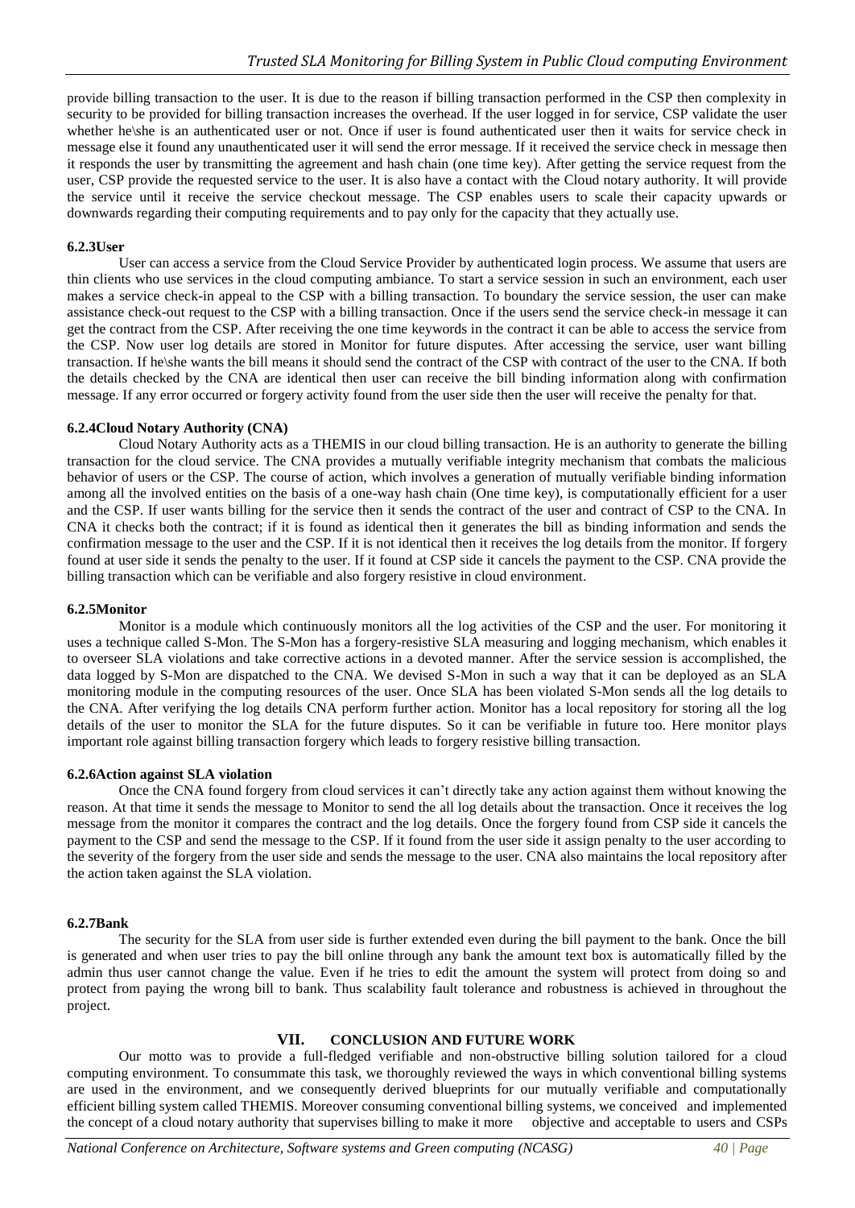provide billing transaction to the user. It is due to the reason if billing transaction performed in the CSP then complexity in security to be provided for billing transaction increases the overhead. If the user logged in for service, CSP validate the user whether he\she is an authenticated user or not. Once if user is found authenticated user then it waits for service check in message else it found any unauthenticated user it will send the error message. If it received the service check in message then it responds the user by transmitting the agreement and hash chain (one time key). After getting the service request from the user, CSP provide the requested service to the user. It is also have a contact with the Cloud notary authority. It will provide the service until it receive the service checkout message. The CSP enables users to scale their capacity upwards or downwards regarding their computing requirements and to pay only for the capacity that they actually use.

#### 6.2.3User

User can access a service from the Cloud Service Provider by authenticated login process. We assume that users are thin clients who use services in the cloud computing ambiance. To start a service session in such an environment, each user makes a service check-in appeal to the CSP with a billing transaction. To boundary the service session, the user can make assistance check-out request to the CSP with a billing transaction. Once if the users send the service check-in message it can get the contract from the CSP. After receiving the one time keywords in the contract it can be able to access the service from the CSP. Now user log details are stored in Monitor for future disputes. After accessing the service, user want billing transaction. If he\she wants the bill means it should send the contract of the CSP with contract of the user to the CNA. If both the details checked by the CNA are identical then user can receive the bill binding information along with confirmation message. If any error occurred or forgery activity found from the user side then the user will receive the penalty for that.

#### 6.2.4Cloud Notary Authority (CNA)

Cloud Notary Authority acts as a THEMIS in our cloud billing transaction. He is an authority to generate the billing transaction for the cloud service. The CNA provides a mutually verifiable integrity mechanism that combats the malicious behavior of users or the CSP. The course of action, which involves a generation of mutually verifiable binding information among all the involved entities on the basis of a one-way hash chain (One time key), is computationally efficient for a user and the CSP. If user wants billing for the service then it sends the contract of the user and contract of CSP to the CNA. In CNA it checks both the contract; if it is found as identical then it generates the bill as binding information and sends the confirmation message to the user and the CSP. If it is not identical then it receives the log details from the monitor. If forgery found at user side it sends the penalty to the user. If it found at CSP side it cancels the payment to the CSP. CNA provide the billing transaction which can be verifiable and also forgery resistive in cloud environment.

#### 6.2.5Monitor

Monitor is a module which continuously monitors all the log activities of the CSP and the user. For monitoring it uses a technique called S-Mon. The S-Mon has a forgery-resistive SLA measuring and logging mechanism, which enables it to overseer SLA violations and take corrective actions in a devoted manner. After the service session is accomplished, the data logged by S-Mon are dispatched to the CNA. We devised S-Mon in such a way that it can be deployed as an SLA monitoring module in the computing resources of the user. Once SLA has been violated S-Mon sends all the log details to the CNA. After verifying the log details CNA perform further action. Monitor has a local repository for storing all the log details of the user to monitor the SLA for the future disputes. So it can be verifiable in future too. Here monitor plays important role against billing transaction forgery which leads to forgery resistive billing transaction.

#### 6.2.6Action against SLA violation

Once the CNA found forgery from cloud services it can't directly take any action against them without knowing the reason. At that time it sends the message to Monitor to send the all log details about the transaction. Once it receives the log message from the monitor it compares the contract and the log details. Once the forgery found from CSP side it cancels the payment to the CSP and send the message to the CSP. If it found from the user side it assign penalty to the user according to the severity of the forgery from the user side and sends the message to the user. CNA also maintains the local repository after the action taken against the SLA violation.

#### 6.2.7Bank

The security for the SLA from user side is further extended even during the bill payment to the bank. Once the bill is generated and when user tries to pay the bill online through any bank the amount text box is automatically filled by the admin thus user cannot change the value. Even if he tries to edit the amount the system will protect from doing so and protect from paying the wrong bill to bank. Thus scalability fault tolerance and robustness is achieved in throughout the project.

## VII. CONCLUSION AND FUTURE WORK

Our motto was to provide a full-fledged verifiable and non-obstructive billing solution tailored for a cloud computing environment. To consummate this task, we thoroughly reviewed the ways in which conventional billing systems are used in the environment, and we consequently derived blueprints for our mutually verifiable and computationally efficient billing system called THEMIS. Moreover consuming conventional billing systems, we conceived and implemented the concept of a cloud notary authority that supervises billing to make it more objective and acceptable to users and CSPs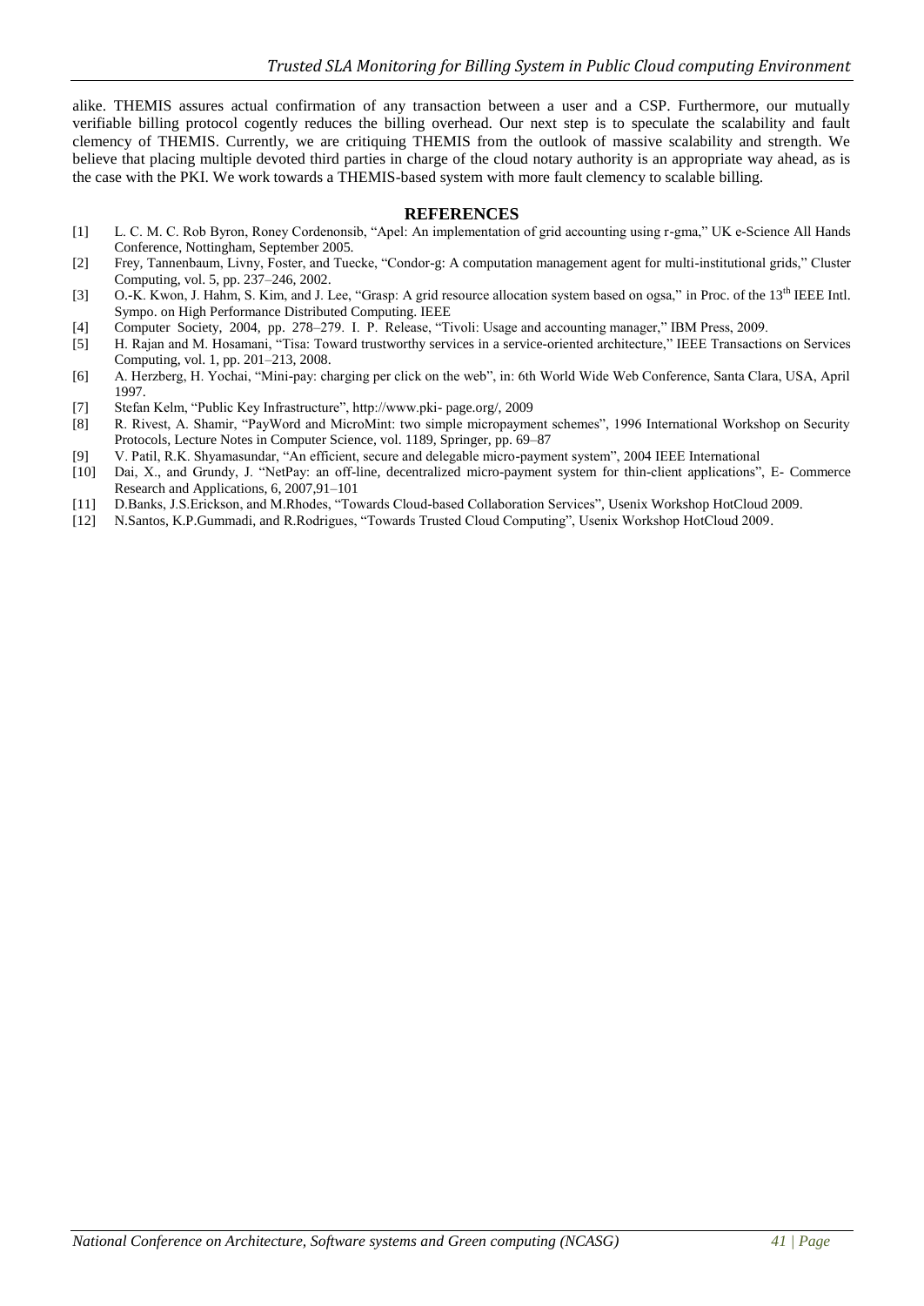alike. THEMIS assures actual confirmation of any transaction between a user and a CSP. Furthermore, our mutually verifiable billing protocol cogently reduces the billing overhead. Our next step is to speculate the scalability and fault clemency of THEMIS. Currently, we are critiquing THEMIS from the outlook of massive scalability and strength. We believe that placing multiple devoted third parties in charge of the cloud notary authority is an appropriate way ahead, as is the case with the PKI. We work towards a THEMIS-based system with more fault clemency to scalable billing.

## REFERENCES

[1] L. C. M. C. Rob Byron, Roney Cordenonsib, "Apel: An implementation of grid accounting using r-gma," UK e-Science All Hands Conference, Nottingham, September 2005.

[2] Frey, Tannenbaum, Livny, Foster, and Tuecke, "Condor-g: A computation management agent for multi-institutional grids," Cluster Computing, vol. 5, pp. 237–246, 2002.

[3] O.-K. Kwon, J. Hahm, S. Kim, and J. Lee, "Grasp: A grid resource allocation system based on ogsa," in Proc. of the 13th IEEE Intl. Sympo. on High Performance Distributed Computing. IEEE

[4] Computer Society, 2004, pp. 278–279. I. P. Release, "Tivoli: Usage and accounting manager," IBM Press, 2009.

[5] H. Rajan and M. Hosamani, "Tisa: Toward trustworthy services in a service-oriented architecture," IEEE Transactions on Services Computing, vol. 1, pp. 201–213, 2008.

[6] A. Herzberg, H. Yochai, "Mini-pay: charging per click on the web", in: 6th World Wide Web Conference, Santa Clara, USA, April 1997.

[7] Stefan Kelm, "Public Key Infrastructure", http://www.pki- page.org/, 2009

[8] R. Rivest, A. Shamir, "PayWord and MicroMint: two simple micropayment schemes", 1996 International Workshop on Security Protocols, Lecture Notes in Computer Science, vol. 1189, Springer, pp. 69–87

[9] V. Patil, R.K. Shyamasundar, "An efficient, secure and delegable micro-payment system", 2004 IEEE International

[10] Dai, X., and Grundy, J. "NetPay: an off-line, decentralized micro-payment system for thin-client applications", E- Commerce Research and Applications, 6, 2007,91–101

[11] D.Banks, J.S.Erickson, and M.Rhodes, "Towards Cloud-based Collaboration Services", Usenix Workshop HotCloud 2009.

[12] N.Santos, K.P.Gummadi, and R.Rodrigues, "Towards Trusted Cloud Computing", Usenix Workshop HotCloud 2009.